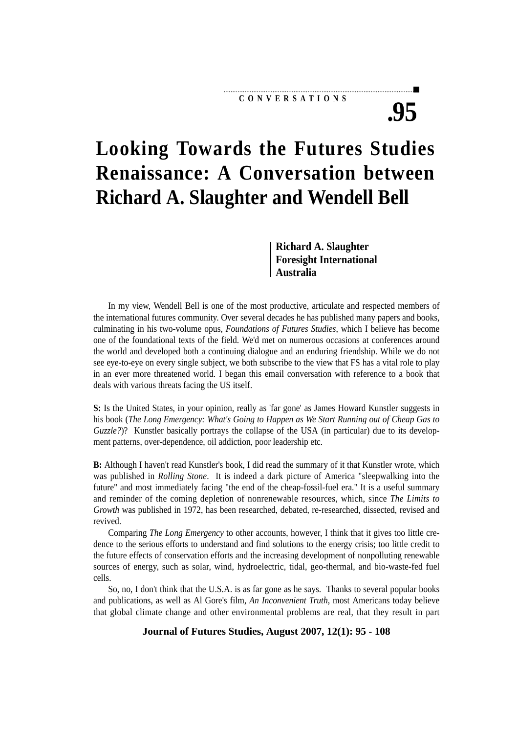CONVERSATIONS

# Looking Towards the Futures Studies Renaissance: A Conversation between Richard A. Slaughter and Wendell Bell

**Richard A. Slaughter**
**Foresight International**
**Australia**

In my view, Wendell Bell is one of the most productive, articulate and respected members of the international futures community. Over several decades he has published many papers and books, culminating in his two-volume opus, *Foundations of Futures Studies*, which I believe has become one of the foundational texts of the field. We'd met on numerous occasions at conferences around the world and developed both a continuing dialogue and an enduring friendship. While we do not see eye-to-eye on every single subject, we both subscribe to the view that FS has a vital role to play in an ever more threatened world. I began this email conversation with reference to a book that deals with various threats facing the US itself.

**S:** Is the United States, in your opinion, really as 'far gone' as James Howard Kunstler suggests in his book (*The Long Emergency: What's Going to Happen as We Start Running out of Cheap Gas to Guzzle?*)? Kunstler basically portrays the collapse of the USA (in particular) due to its development patterns, over-dependence, oil addiction, poor leadership etc.

**B:** Although I haven't read Kunstler's book, I did read the summary of it that Kunstler wrote, which was published in *Rolling Stone*. It is indeed a dark picture of America "sleepwalking into the future" and most immediately facing "the end of the cheap-fossil-fuel era." It is a useful summary and reminder of the coming depletion of nonrenewable resources, which, since *The Limits to Growth* was published in 1972, has been researched, debated, re-researched, dissected, revised and revived.

Comparing *The Long Emergency* to other accounts, however, I think that it gives too little credence to the serious efforts to understand and find solutions to the energy crisis; too little credit to the future effects of conservation efforts and the increasing development of nonpolluting renewable sources of energy, such as solar, wind, hydroelectric, tidal, geo-thermal, and bio-waste-fed fuel cells.

So, no, I don't think that the U.S.A. is as far gone as he says. Thanks to several popular books and publications, as well as Al Gore's film, *An Inconvenient Truth*, most Americans today believe that global climate change and other environmental problems are real, that they result in part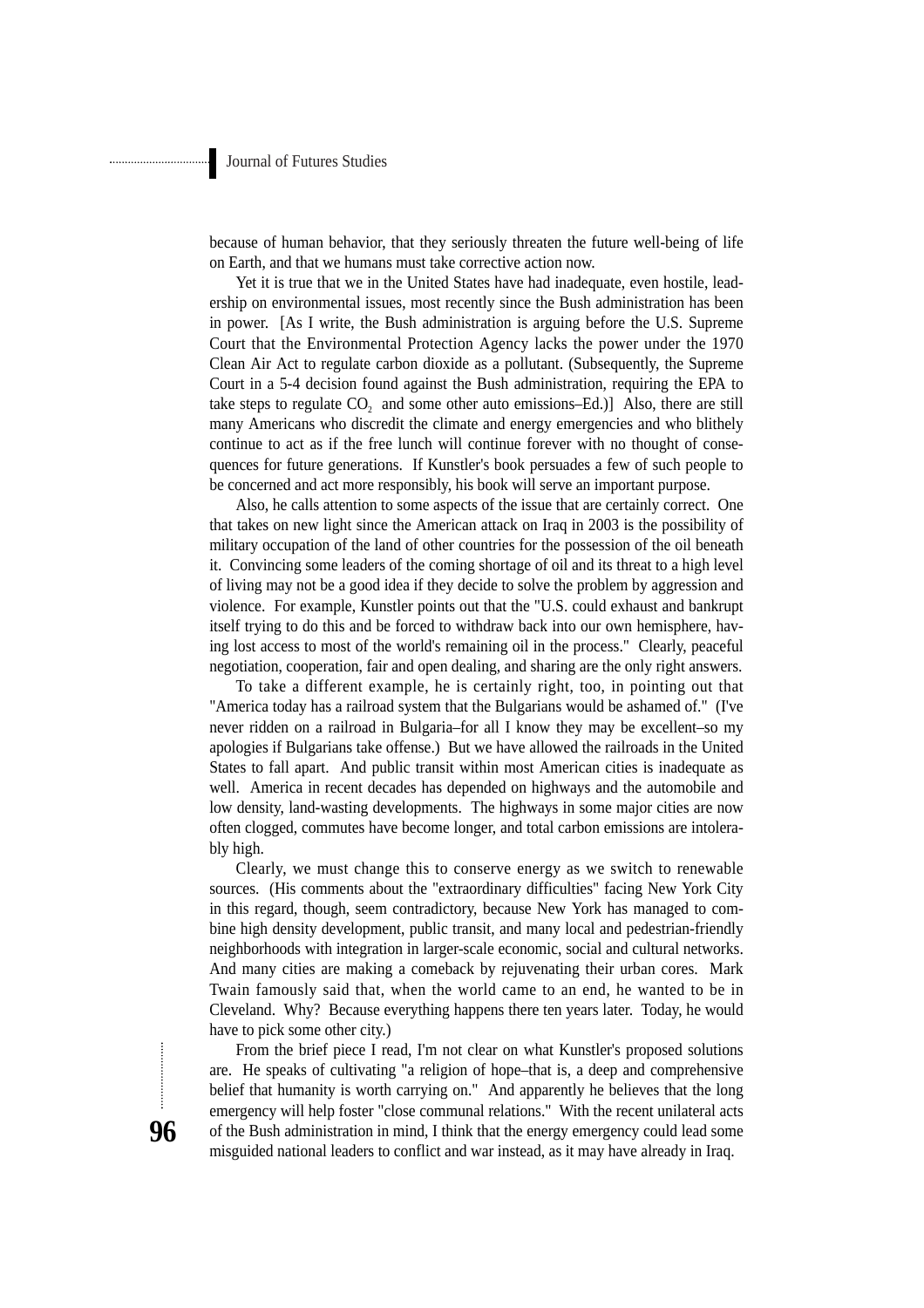because of human behavior, that they seriously threaten the future well-being of life on Earth, and that we humans must take corrective action now.

Yet it is true that we in the United States have had inadequate, even hostile, leadership on environmental issues, most recently since the Bush administration has been in power. [As I write, the Bush administration is arguing before the U.S. Supreme Court that the Environmental Protection Agency lacks the power under the 1970 Clean Air Act to regulate carbon dioxide as a pollutant. (Subsequently, the Supreme Court in a 5-4 decision found against the Bush administration, requiring the EPA to take steps to regulate $CO_2$ and some other auto emissions–Ed.)] Also, there are still many Americans who discredit the climate and energy emergencies and who blithely continue to act as if the free lunch will continue forever with no thought of consequences for future generations. If Kunstler's book persuades a few of such people to be concerned and act more responsibly, his book will serve an important purpose.

Also, he calls attention to some aspects of the issue that are certainly correct. One that takes on new light since the American attack on Iraq in 2003 is the possibility of military occupation of the land of other countries for the possession of the oil beneath it. Convincing some leaders of the coming shortage of oil and its threat to a high level of living may not be a good idea if they decide to solve the problem by aggression and violence. For example, Kunstler points out that the "U.S. could exhaust and bankrupt itself trying to do this and be forced to withdraw back into our own hemisphere, having lost access to most of the world's remaining oil in the process." Clearly, peaceful negotiation, cooperation, fair and open dealing, and sharing are the only right answers.

To take a different example, he is certainly right, too, in pointing out that "America today has a railroad system that the Bulgarians would be ashamed of." (I've never ridden on a railroad in Bulgaria–for all I know they may be excellent–so my apologies if Bulgarians take offense.) But we have allowed the railroads in the United States to fall apart. And public transit within most American cities is inadequate as well. America in recent decades has depended on highways and the automobile and low density, land-wasting developments. The highways in some major cities are now often clogged, commutes have become longer, and total carbon emissions are intolerably high.

Clearly, we must change this to conserve energy as we switch to renewable sources. (His comments about the "extraordinary difficulties" facing New York City in this regard, though, seem contradictory, because New York has managed to combine high density development, public transit, and many local and pedestrian-friendly neighborhoods with integration in larger-scale economic, social and cultural networks. And many cities are making a comeback by rejuvenating their urban cores. Mark Twain famously said that, when the world came to an end, he wanted to be in Cleveland. Why? Because everything happens there ten years later. Today, he would have to pick some other city.)

From the brief piece I read, I'm not clear on what Kunstler's proposed solutions are. He speaks of cultivating "a religion of hope–that is, a deep and comprehensive belief that humanity is worth carrying on." And apparently he believes that the long emergency will help foster "close communal relations." With the recent unilateral acts of the Bush administration in mind, I think that the energy emergency could lead some misguided national leaders to conflict and war instead, as it may have already in Iraq.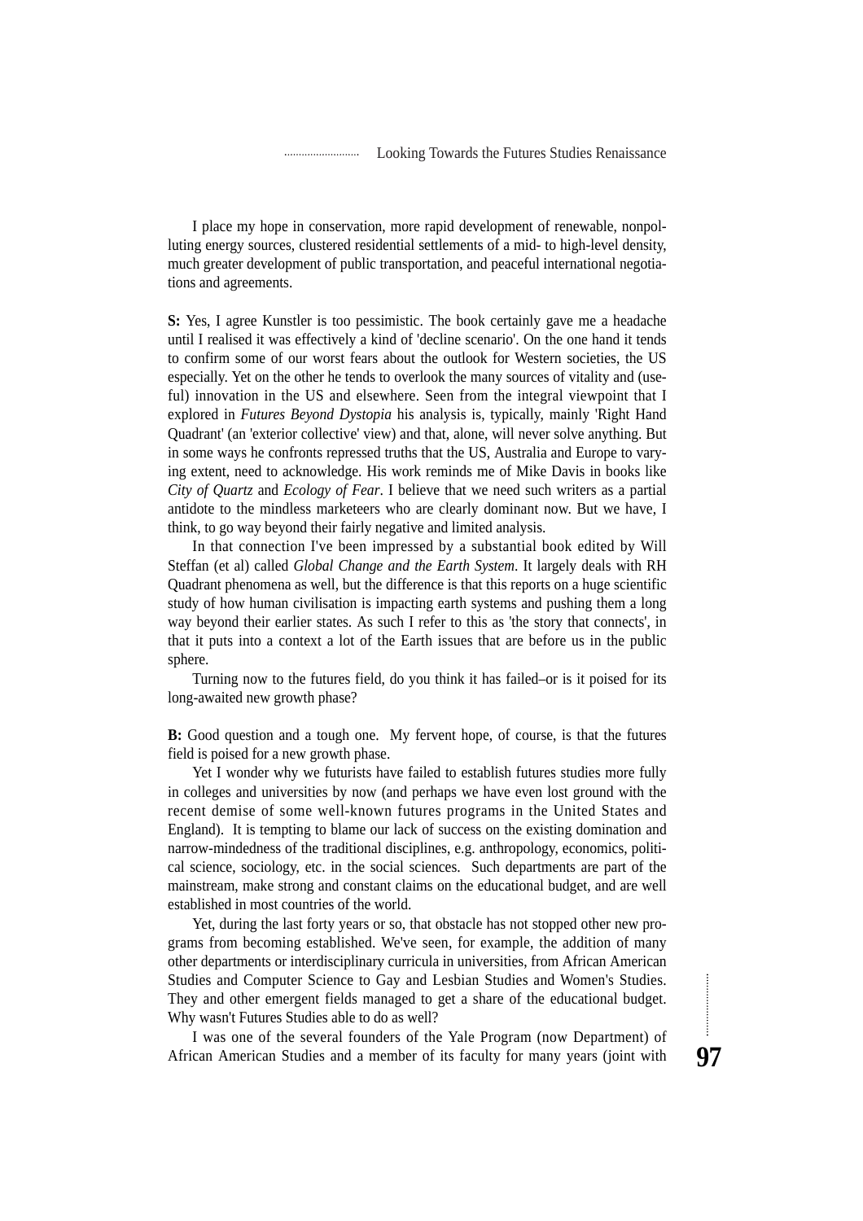I place my hope in conservation, more rapid development of renewable, nonpolluting energy sources, clustered residential settlements of a mid- to high-level density, much greater development of public transportation, and peaceful international negotiations and agreements.

**S:** Yes, I agree Kunstler is too pessimistic. The book certainly gave me a headache until I realised it was effectively a kind of 'decline scenario'. On the one hand it tends to confirm some of our worst fears about the outlook for Western societies, the US especially. Yet on the other he tends to overlook the many sources of vitality and (useful) innovation in the US and elsewhere. Seen from the integral viewpoint that I explored in *Futures Beyond Dystopia* his analysis is, typically, mainly 'Right Hand Quadrant' (an 'exterior collective' view) and that, alone, will never solve anything. But in some ways he confronts repressed truths that the US, Australia and Europe to varying extent, need to acknowledge. His work reminds me of Mike Davis in books like *City of Quartz* and *Ecology of Fear*. I believe that we need such writers as a partial antidote to the mindless marketeers who are clearly dominant now. But we have, I think, to go way beyond their fairly negative and limited analysis.

In that connection I've been impressed by a substantial book edited by Will Steffan (et al) called *Global Change and the Earth System*. It largely deals with RH Quadrant phenomena as well, but the difference is that this reports on a huge scientific study of how human civilisation is impacting earth systems and pushing them a long way beyond their earlier states. As such I refer to this as 'the story that connects', in that it puts into a context a lot of the Earth issues that are before us in the public sphere.

Turning now to the futures field, do you think it has failed–or is it poised for its long-awaited new growth phase?

**B:** Good question and a tough one. My fervent hope, of course, is that the futures field is poised for a new growth phase.

Yet I wonder why we futurists have failed to establish futures studies more fully in colleges and universities by now (and perhaps we have even lost ground with the recent demise of some well-known futures programs in the United States and England). It is tempting to blame our lack of success on the existing domination and narrow-mindedness of the traditional disciplines, e.g. anthropology, economics, political science, sociology, etc. in the social sciences. Such departments are part of the mainstream, make strong and constant claims on the educational budget, and are well established in most countries of the world.

Yet, during the last forty years or so, that obstacle has not stopped other new programs from becoming established. We've seen, for example, the addition of many other departments or interdisciplinary curricula in universities, from African American Studies and Computer Science to Gay and Lesbian Studies and Women's Studies. They and other emergent fields managed to get a share of the educational budget. Why wasn't Futures Studies able to do as well?

I was one of the several founders of the Yale Program (now Department) of African American Studies and a member of its faculty for many years (joint with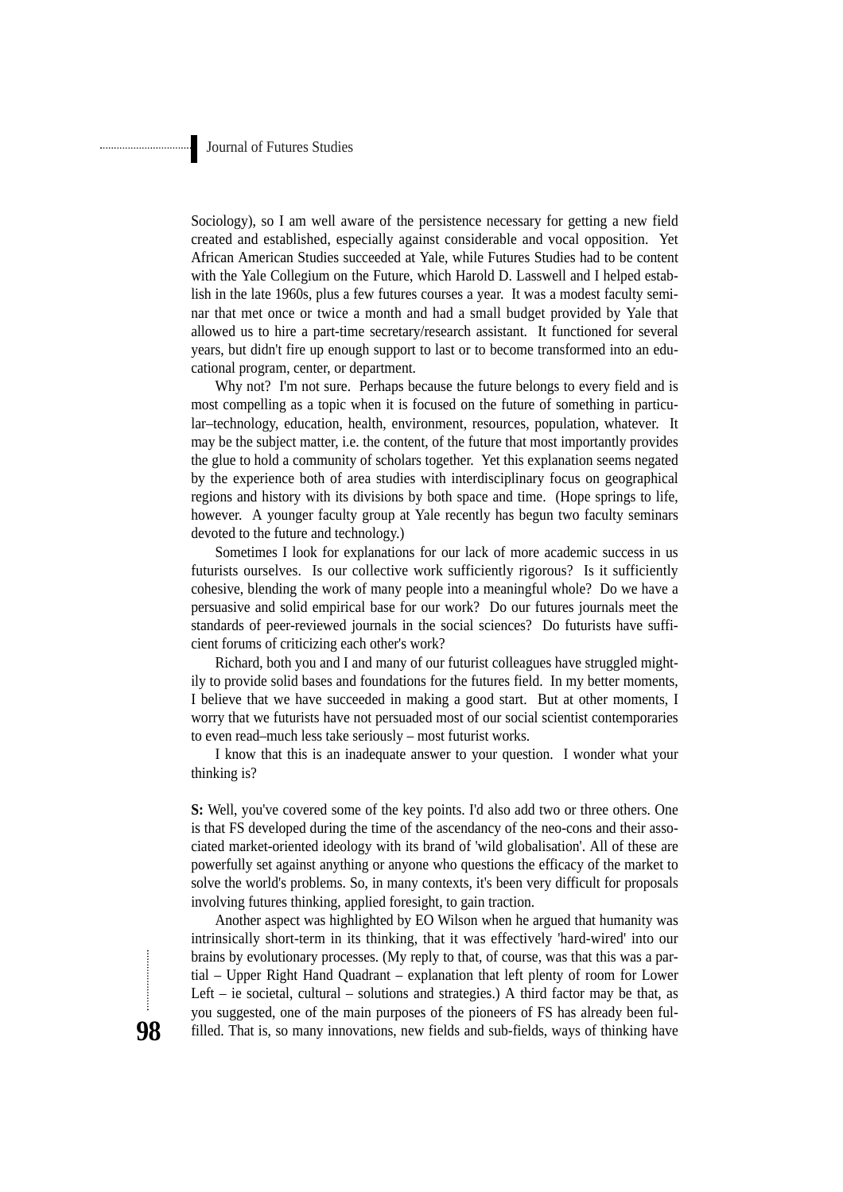Sociology), so I am well aware of the persistence necessary for getting a new field created and established, especially against considerable and vocal opposition. Yet African American Studies succeeded at Yale, while Futures Studies had to be content with the Yale Collegium on the Future, which Harold D. Lasswell and I helped establish in the late 1960s, plus a few futures courses a year. It was a modest faculty seminar that met once or twice a month and had a small budget provided by Yale that allowed us to hire a part-time secretary/research assistant. It functioned for several years, but didn't fire up enough support to last or to become transformed into an educational program, center, or department.

Why not? I'm not sure. Perhaps because the future belongs to every field and is most compelling as a topic when it is focused on the future of something in particular–technology, education, health, environment, resources, population, whatever. It may be the subject matter, i.e. the content, of the future that most importantly provides the glue to hold a community of scholars together. Yet this explanation seems negated by the experience both of area studies with interdisciplinary focus on geographical regions and history with its divisions by both space and time. (Hope springs to life, however. A younger faculty group at Yale recently has begun two faculty seminars devoted to the future and technology.)

Sometimes I look for explanations for our lack of more academic success in us futurists ourselves. Is our collective work sufficiently rigorous? Is it sufficiently cohesive, blending the work of many people into a meaningful whole? Do we have a persuasive and solid empirical base for our work? Do our futures journals meet the standards of peer-reviewed journals in the social sciences? Do futurists have sufficient forums of criticizing each other's work?

Richard, both you and I and many of our futurist colleagues have struggled mightily to provide solid bases and foundations for the futures field. In my better moments, I believe that we have succeeded in making a good start. But at other moments, I worry that we futurists have not persuaded most of our social scientist contemporaries to even read–much less take seriously – most futurist works.

I know that this is an inadequate answer to your question. I wonder what your thinking is?

**S:** Well, you've covered some of the key points. I'd also add two or three others. One is that FS developed during the time of the ascendancy of the neo-cons and their associated market-oriented ideology with its brand of 'wild globalisation'. All of these are powerfully set against anything or anyone who questions the efficacy of the market to solve the world's problems. So, in many contexts, it's been very difficult for proposals involving futures thinking, applied foresight, to gain traction.

Another aspect was highlighted by EO Wilson when he argued that humanity was intrinsically short-term in its thinking, that it was effectively 'hard-wired' into our brains by evolutionary processes. (My reply to that, of course, was that this was a partial – Upper Right Hand Quadrant – explanation that left plenty of room for Lower Left – ie societal, cultural – solutions and strategies.) A third factor may be that, as you suggested, one of the main purposes of the pioneers of FS has already been fulfilled. That is, so many innovations, new fields and sub-fields, ways of thinking have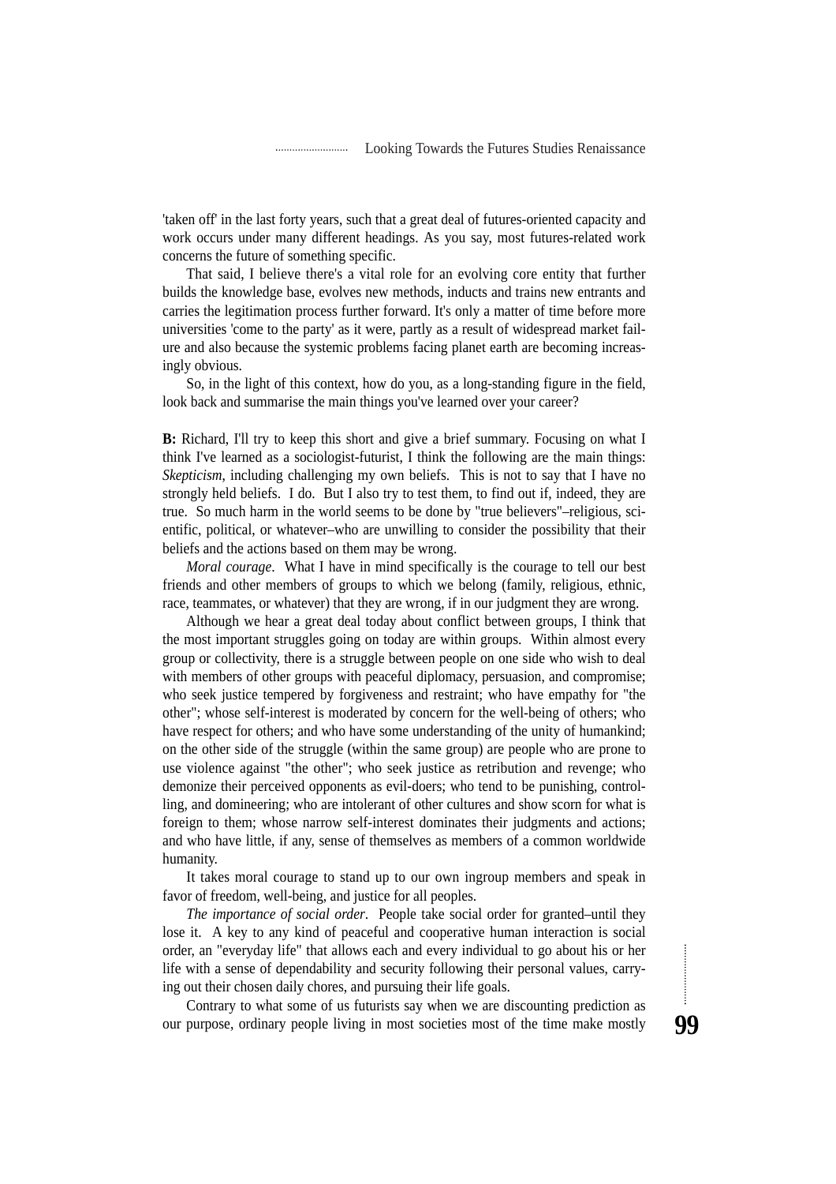'taken off' in the last forty years, such that a great deal of futures-oriented capacity and work occurs under many different headings. As you say, most futures-related work concerns the future of something specific.

That said, I believe there's a vital role for an evolving core entity that further builds the knowledge base, evolves new methods, inducts and trains new entrants and carries the legitimation process further forward. It's only a matter of time before more universities 'come to the party' as it were, partly as a result of widespread market failure and also because the systemic problems facing planet earth are becoming increasingly obvious.

So, in the light of this context, how do you, as a long-standing figure in the field, look back and summarise the main things you've learned over your career?

**B:** Richard, I'll try to keep this short and give a brief summary. Focusing on what I think I've learned as a sociologist-futurist, I think the following are the main things: *Skepticism*, including challenging my own beliefs. This is not to say that I have no strongly held beliefs. I do. But I also try to test them, to find out if, indeed, they are true. So much harm in the world seems to be done by "true believers"–religious, scientific, political, or whatever–who are unwilling to consider the possibility that their beliefs and the actions based on them may be wrong.

*Moral courage*. What I have in mind specifically is the courage to tell our best friends and other members of groups to which we belong (family, religious, ethnic, race, teammates, or whatever) that they are wrong, if in our judgment they are wrong.

Although we hear a great deal today about conflict between groups, I think that the most important struggles going on today are within groups. Within almost every group or collectivity, there is a struggle between people on one side who wish to deal with members of other groups with peaceful diplomacy, persuasion, and compromise; who seek justice tempered by forgiveness and restraint; who have empathy for "the other"; whose self-interest is moderated by concern for the well-being of others; who have respect for others; and who have some understanding of the unity of humankind; on the other side of the struggle (within the same group) are people who are prone to use violence against "the other"; who seek justice as retribution and revenge; who demonize their perceived opponents as evil-doers; who tend to be punishing, controlling, and domineering; who are intolerant of other cultures and show scorn for what is foreign to them; whose narrow self-interest dominates their judgments and actions; and who have little, if any, sense of themselves as members of a common worldwide humanity.

It takes moral courage to stand up to our own ingroup members and speak in favor of freedom, well-being, and justice for all peoples.

*The importance of social order*. People take social order for granted–until they lose it. A key to any kind of peaceful and cooperative human interaction is social order, an "everyday life" that allows each and every individual to go about his or her life with a sense of dependability and security following their personal values, carrying out their chosen daily chores, and pursuing their life goals.

Contrary to what some of us futurists say when we are discounting prediction as our purpose, ordinary people living in most societies most of the time make mostly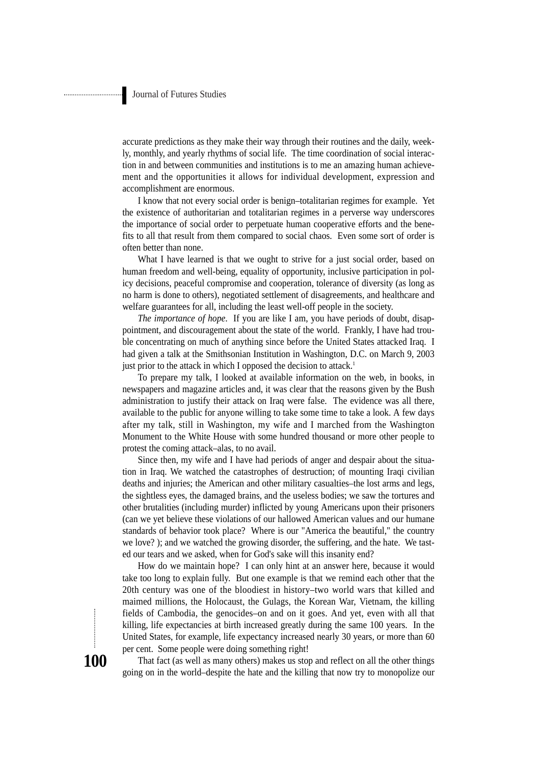accurate predictions as they make their way through their routines and the daily, weekly, monthly, and yearly rhythms of social life. The time coordination of social interaction in and between communities and institutions is to me an amazing human achievement and the opportunities it allows for individual development, expression and accomplishment are enormous.

I know that not every social order is benign–totalitarian regimes for example. Yet the existence of authoritarian and totalitarian regimes in a perverse way underscores the importance of social order to perpetuate human cooperative efforts and the benefits to all that result from them compared to social chaos. Even some sort of order is often better than none.

What I have learned is that we ought to strive for a just social order, based on human freedom and well-being, equality of opportunity, inclusive participation in policy decisions, peaceful compromise and cooperation, tolerance of diversity (as long as no harm is done to others), negotiated settlement of disagreements, and healthcare and welfare guarantees for all, including the least well-off people in the society.

*The importance of hope*. If you are like I am, you have periods of doubt, disappointment, and discouragement about the state of the world. Frankly, I have had trouble concentrating on much of anything since before the United States attacked Iraq. I had given a talk at the Smithsonian Institution in Washington, D.C. on March 9, 2003 just prior to the attack in which I opposed the decision to attack.[1]

To prepare my talk, I looked at available information on the web, in books, in newspapers and magazine articles and, it was clear that the reasons given by the Bush administration to justify their attack on Iraq were false. The evidence was all there, available to the public for anyone willing to take some time to take a look. A few days after my talk, still in Washington, my wife and I marched from the Washington Monument to the White House with some hundred thousand or more other people to protest the coming attack–alas, to no avail.

Since then, my wife and I have had periods of anger and despair about the situation in Iraq. We watched the catastrophes of destruction; of mounting Iraqi civilian deaths and injuries; the American and other military casualties–the lost arms and legs, the sightless eyes, the damaged brains, and the useless bodies; we saw the tortures and other brutalities (including murder) inflicted by young Americans upon their prisoners (can we yet believe these violations of our hallowed American values and our humane standards of behavior took place? Where is our "America the beautiful," the country we love? ); and we watched the growing disorder, the suffering, and the hate. We tasted our tears and we asked, when for God's sake will this insanity end?

How do we maintain hope? I can only hint at an answer here, because it would take too long to explain fully. But one example is that we remind each other that the 20th century was one of the bloodiest in history–two world wars that killed and maimed millions, the Holocaust, the Gulags, the Korean War, Vietnam, the killing fields of Cambodia, the genocides–on and on it goes. And yet, even with all that killing, life expectancies at birth increased greatly during the same 100 years. In the United States, for example, life expectancy increased nearly 30 years, or more than 60 per cent. Some people were doing something right!

That fact (as well as many others) makes us stop and reflect on all the other things going on in the world–despite the hate and the killing that now try to monopolize our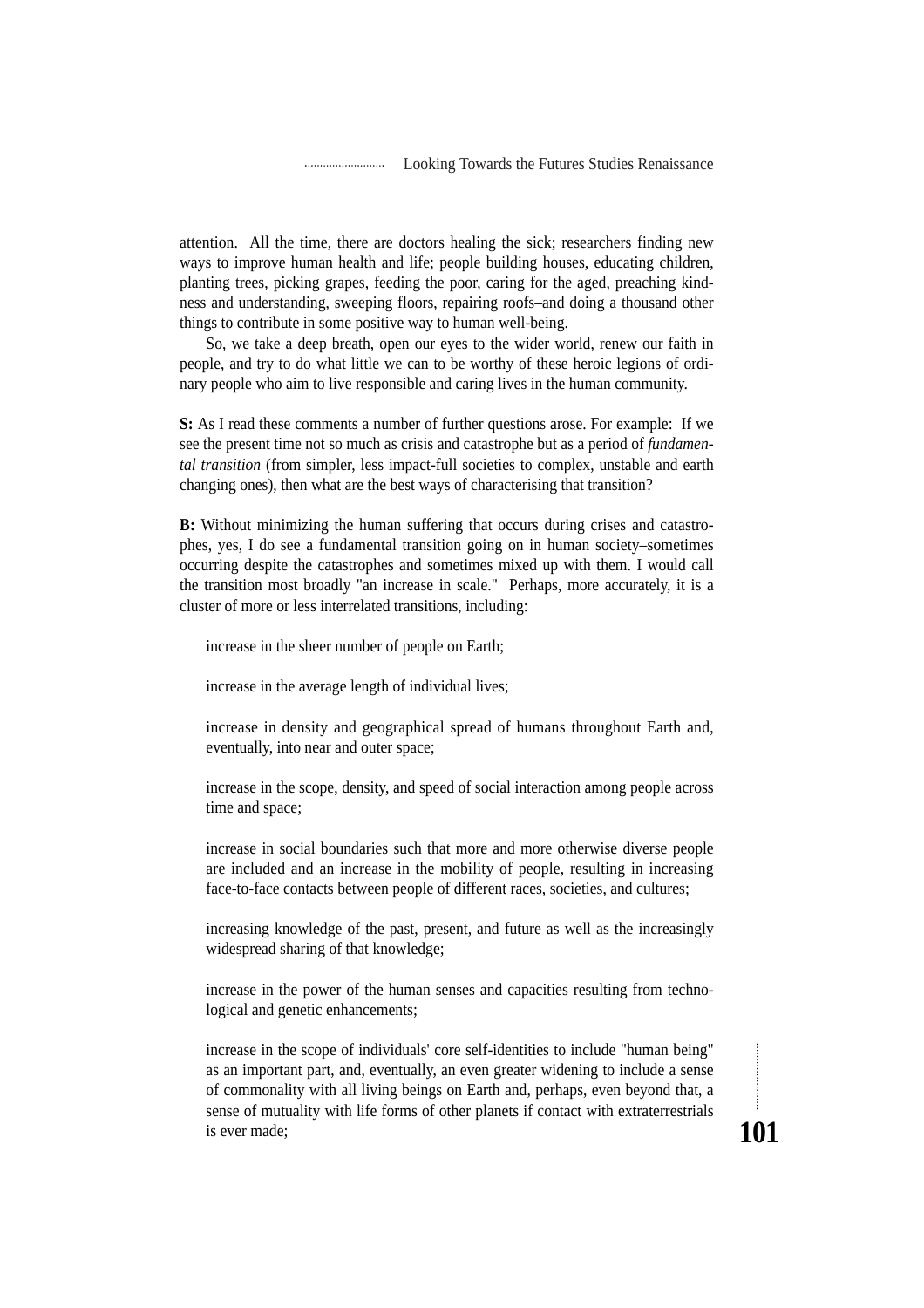attention. All the time, there are doctors healing the sick; researchers finding new ways to improve human health and life; people building houses, educating children, planting trees, picking grapes, feeding the poor, caring for the aged, preaching kindness and understanding, sweeping floors, repairing roofs–and doing a thousand other things to contribute in some positive way to human well-being.

So, we take a deep breath, open our eyes to the wider world, renew our faith in people, and try to do what little we can to be worthy of these heroic legions of ordinary people who aim to live responsible and caring lives in the human community.

**S:** As I read these comments a number of further questions arose. For example: If we see the present time not so much as crisis and catastrophe but as a period of *fundamental transition* (from simpler, less impact-full societies to complex, unstable and earth changing ones), then what are the best ways of characterising that transition?

**B:** Without minimizing the human suffering that occurs during crises and catastrophes, yes, I do see a fundamental transition going on in human society–sometimes occurring despite the catastrophes and sometimes mixed up with them. I would call the transition most broadly "an increase in scale." Perhaps, more accurately, it is a cluster of more or less interrelated transitions, including:

increase in the sheer number of people on Earth;

increase in the average length of individual lives;

increase in density and geographical spread of humans throughout Earth and, eventually, into near and outer space;

increase in the scope, density, and speed of social interaction among people across time and space;

increase in social boundaries such that more and more otherwise diverse people are included and an increase in the mobility of people, resulting in increasing face-to-face contacts between people of different races, societies, and cultures;

increasing knowledge of the past, present, and future as well as the increasingly widespread sharing of that knowledge;

increase in the power of the human senses and capacities resulting from technological and genetic enhancements;

increase in the scope of individuals' core self-identities to include "human being" as an important part, and, eventually, an even greater widening to include a sense of commonality with all living beings on Earth and, perhaps, even beyond that, a sense of mutuality with life forms of other planets if contact with extraterrestrials is ever made;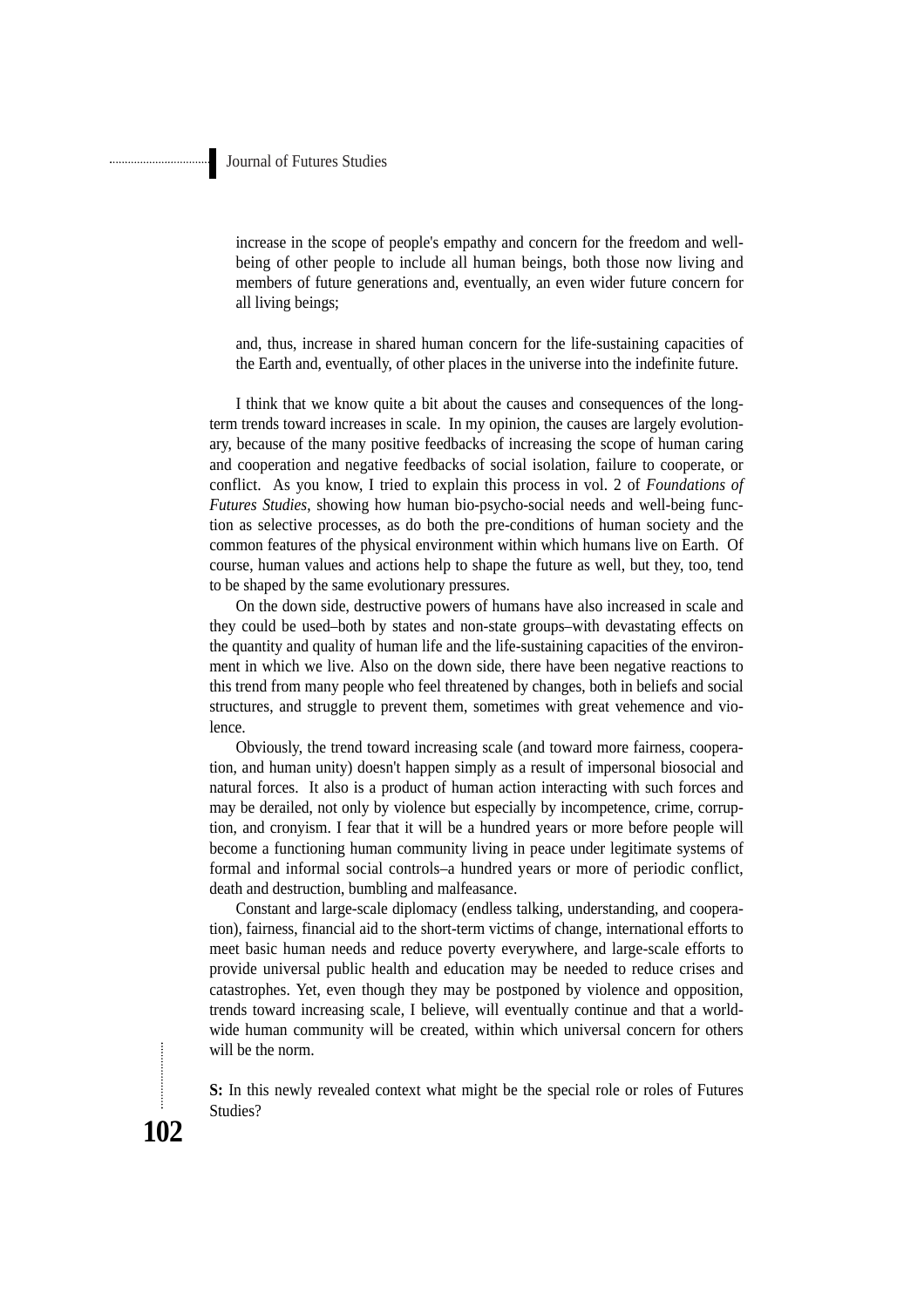increase in the scope of people's empathy and concern for the freedom and well-being of other people to include all human beings, both those now living and members of future generations and, eventually, an even wider future concern for all living beings;

and, thus, increase in shared human concern for the life-sustaining capacities of the Earth and, eventually, of other places in the universe into the indefinite future.

I think that we know quite a bit about the causes and consequences of the long-term trends toward increases in scale. In my opinion, the causes are largely evolutionary, because of the many positive feedbacks of increasing the scope of human caring and cooperation and negative feedbacks of social isolation, failure to cooperate, or conflict. As you know, I tried to explain this process in vol. 2 of *Foundations of Futures Studies*, showing how human bio-psycho-social needs and well-being function as selective processes, as do both the pre-conditions of human society and the common features of the physical environment within which humans live on Earth. Of course, human values and actions help to shape the future as well, but they, too, tend to be shaped by the same evolutionary pressures.

On the down side, destructive powers of humans have also increased in scale and they could be used–both by states and non-state groups–with devastating effects on the quantity and quality of human life and the life-sustaining capacities of the environment in which we live. Also on the down side, there have been negative reactions to this trend from many people who feel threatened by changes, both in beliefs and social structures, and struggle to prevent them, sometimes with great vehemence and violence.

Obviously, the trend toward increasing scale (and toward more fairness, cooperation, and human unity) doesn't happen simply as a result of impersonal biosocial and natural forces. It also is a product of human action interacting with such forces and may be derailed, not only by violence but especially by incompetence, crime, corruption, and cronyism. I fear that it will be a hundred years or more before people will become a functioning human community living in peace under legitimate systems of formal and informal social controls–a hundred years or more of periodic conflict, death and destruction, bumbling and malfeasance.

Constant and large-scale diplomacy (endless talking, understanding, and cooperation), fairness, financial aid to the short-term victims of change, international efforts to meet basic human needs and reduce poverty everywhere, and large-scale efforts to provide universal public health and education may be needed to reduce crises and catastrophes. Yet, even though they may be postponed by violence and opposition, trends toward increasing scale, I believe, will eventually continue and that a world-wide human community will be created, within which universal concern for others will be the norm.

**S:** In this newly revealed context what might be the special role or roles of Futures Studies?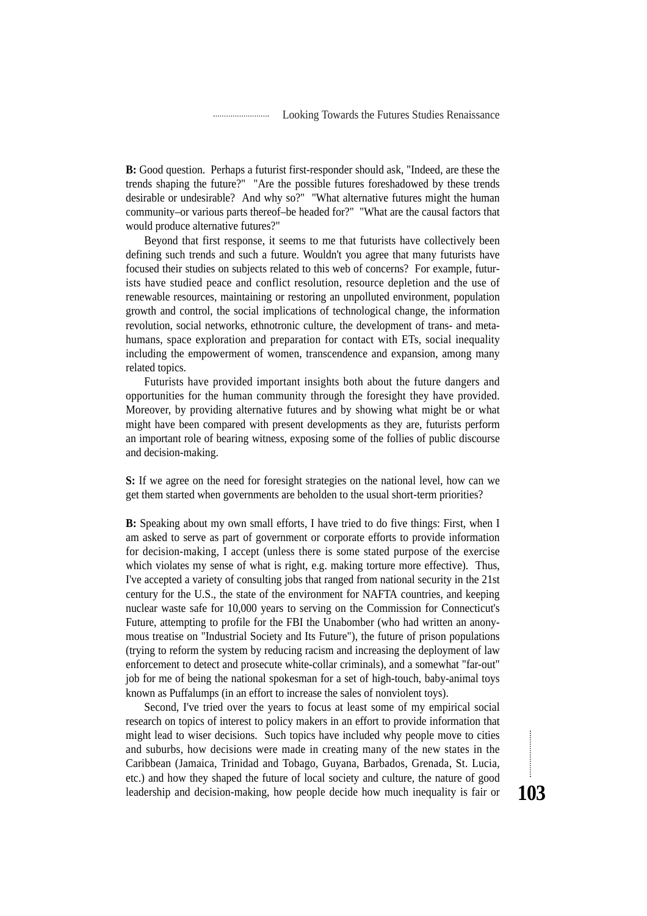**B:** Good question. Perhaps a futurist first-responder should ask, "Indeed, are these the trends shaping the future?" "Are the possible futures foreshadowed by these trends desirable or undesirable? And why so?" "What alternative futures might the human community–or various parts thereof–be headed for?" "What are the causal factors that would produce alternative futures?"

Beyond that first response, it seems to me that futurists have collectively been defining such trends and such a future. Wouldn't you agree that many futurists have focused their studies on subjects related to this web of concerns? For example, futurists have studied peace and conflict resolution, resource depletion and the use of renewable resources, maintaining or restoring an unpolluted environment, population growth and control, the social implications of technological change, the information revolution, social networks, ethnotronic culture, the development of trans- and meta-humans, space exploration and preparation for contact with ETs, social inequality including the empowerment of women, transcendence and expansion, among many related topics.

Futurists have provided important insights both about the future dangers and opportunities for the human community through the foresight they have provided. Moreover, by providing alternative futures and by showing what might be or what might have been compared with present developments as they are, futurists perform an important role of bearing witness, exposing some of the follies of public discourse and decision-making.

**S:** If we agree on the need for foresight strategies on the national level, how can we get them started when governments are beholden to the usual short-term priorities?

**B:** Speaking about my own small efforts, I have tried to do five things: First, when I am asked to serve as part of government or corporate efforts to provide information for decision-making, I accept (unless there is some stated purpose of the exercise which violates my sense of what is right, e.g. making torture more effective). Thus, I've accepted a variety of consulting jobs that ranged from national security in the 21st century for the U.S., the state of the environment for NAFTA countries, and keeping nuclear waste safe for 10,000 years to serving on the Commission for Connecticut's Future, attempting to profile for the FBI the Unabomber (who had written an anonymous treatise on "Industrial Society and Its Future"), the future of prison populations (trying to reform the system by reducing racism and increasing the deployment of law enforcement to detect and prosecute white-collar criminals), and a somewhat "far-out" job for me of being the national spokesman for a set of high-touch, baby-animal toys known as Puffalumps (in an effort to increase the sales of nonviolent toys).

Second, I've tried over the years to focus at least some of my empirical social research on topics of interest to policy makers in an effort to provide information that might lead to wiser decisions. Such topics have included why people move to cities and suburbs, how decisions were made in creating many of the new states in the Caribbean (Jamaica, Trinidad and Tobago, Guyana, Barbados, Grenada, St. Lucia, etc.) and how they shaped the future of local society and culture, the nature of good leadership and decision-making, how people decide how much inequality is fair or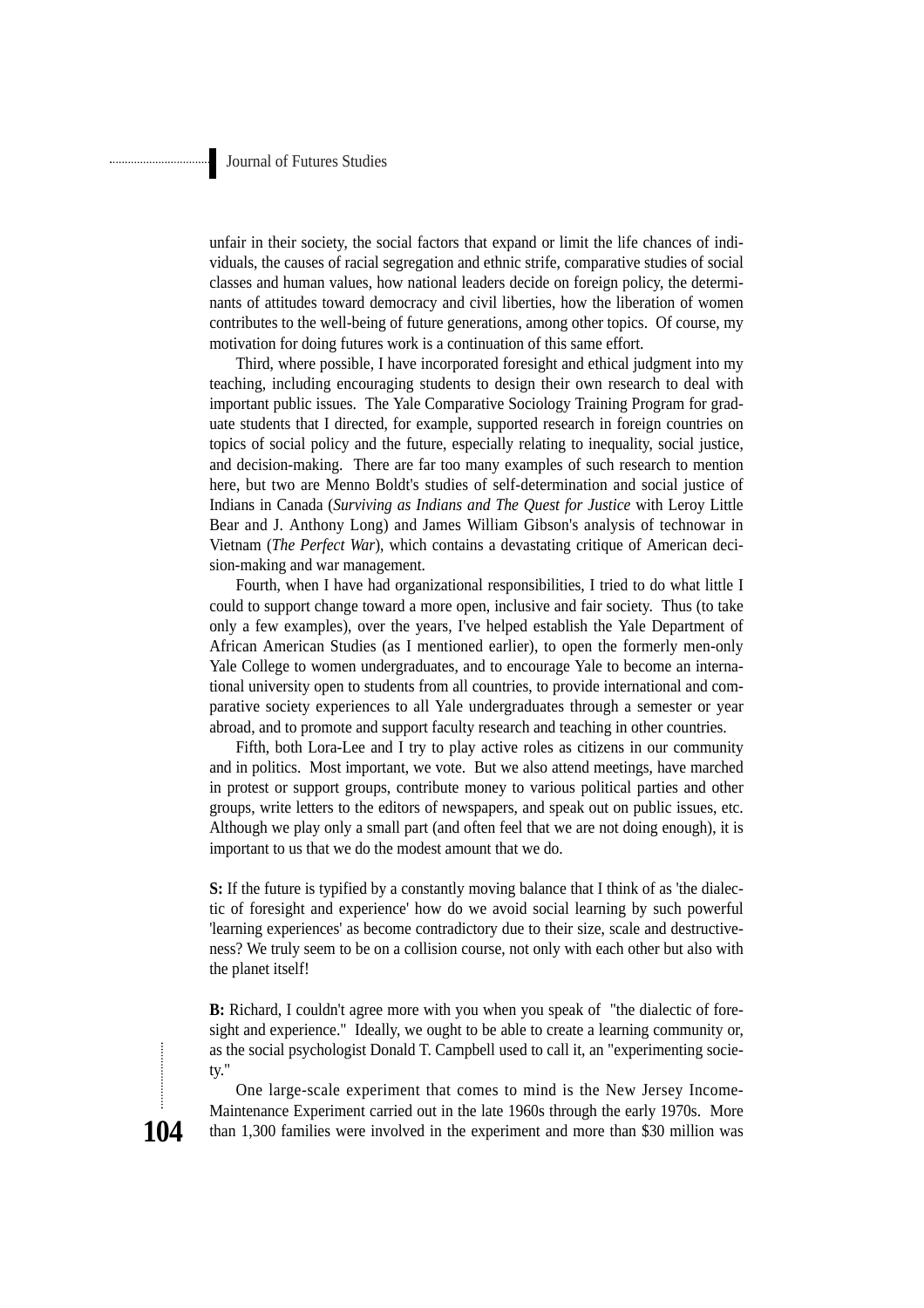unfair in their society, the social factors that expand or limit the life chances of individuals, the causes of racial segregation and ethnic strife, comparative studies of social classes and human values, how national leaders decide on foreign policy, the determinants of attitudes toward democracy and civil liberties, how the liberation of women contributes to the well-being of future generations, among other topics. Of course, my motivation for doing futures work is a continuation of this same effort.

Third, where possible, I have incorporated foresight and ethical judgment into my teaching, including encouraging students to design their own research to deal with important public issues. The Yale Comparative Sociology Training Program for graduate students that I directed, for example, supported research in foreign countries on topics of social policy and the future, especially relating to inequality, social justice, and decision-making. There are far too many examples of such research to mention here, but two are Menno Boldt's studies of self-determination and social justice of Indians in Canada (*Surviving as Indians and The Quest for Justice* with Leroy Little Bear and J. Anthony Long) and James William Gibson's analysis of technowar in Vietnam (*The Perfect War*), which contains a devastating critique of American decision-making and war management.

Fourth, when I have had organizational responsibilities, I tried to do what little I could to support change toward a more open, inclusive and fair society. Thus (to take only a few examples), over the years, I've helped establish the Yale Department of African American Studies (as I mentioned earlier), to open the formerly men-only Yale College to women undergraduates, and to encourage Yale to become an international university open to students from all countries, to provide international and comparative society experiences to all Yale undergraduates through a semester or year abroad, and to promote and support faculty research and teaching in other countries.

Fifth, both Lora-Lee and I try to play active roles as citizens in our community and in politics. Most important, we vote. But we also attend meetings, have marched in protest or support groups, contribute money to various political parties and other groups, write letters to the editors of newspapers, and speak out on public issues, etc. Although we play only a small part (and often feel that we are not doing enough), it is important to us that we do the modest amount that we do.

**S:** If the future is typified by a constantly moving balance that I think of as 'the dialectic of foresight and experience' how do we avoid social learning by such powerful 'learning experiences' as become contradictory due to their size, scale and destructiveness? We truly seem to be on a collision course, not only with each other but also with the planet itself!

**B:** Richard, I couldn't agree more with you when you speak of "the dialectic of foresight and experience." Ideally, we ought to be able to create a learning community or, as the social psychologist Donald T. Campbell used to call it, an "experimenting society."

One large-scale experiment that comes to mind is the New Jersey Income-Maintenance Experiment carried out in the late 1960s through the early 1970s. More than 1,300 families were involved in the experiment and more than $30 million was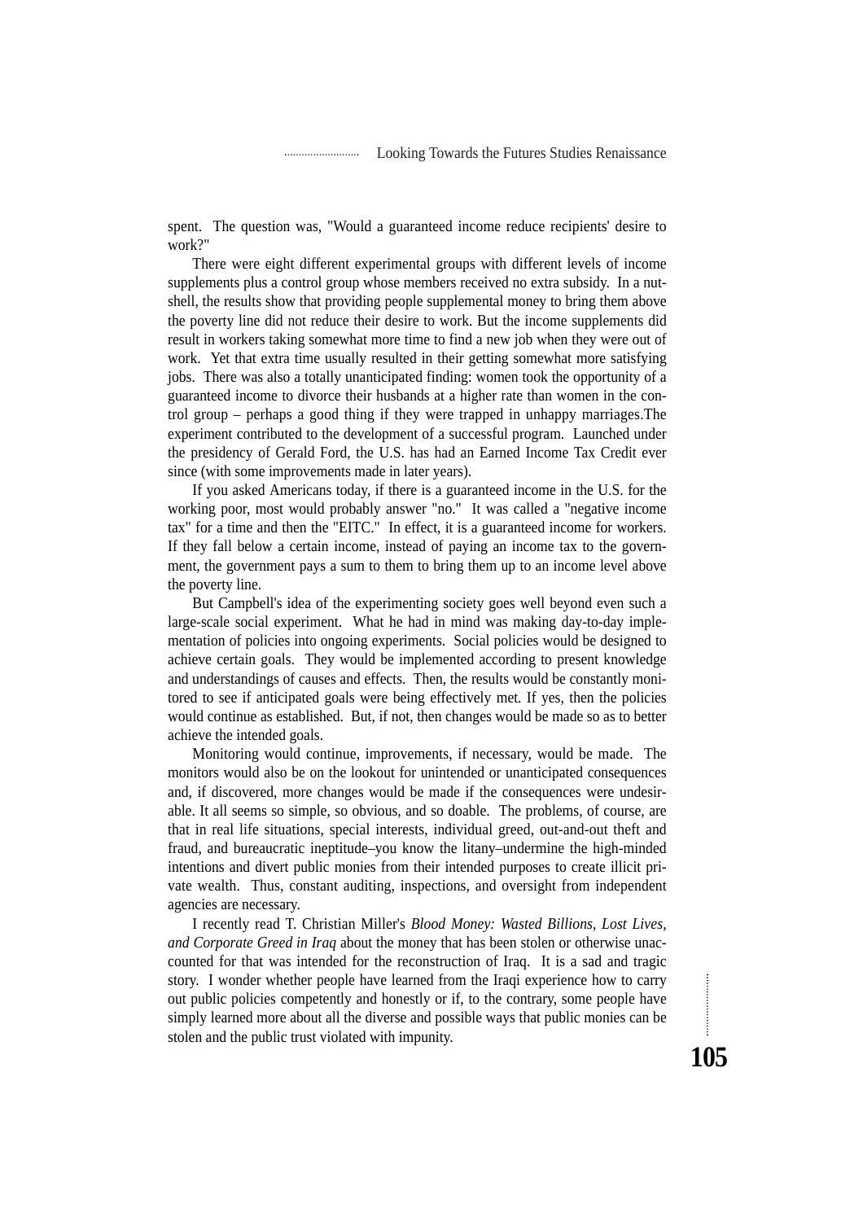spent. The question was, "Would a guaranteed income reduce recipients' desire to work?"

There were eight different experimental groups with different levels of income supplements plus a control group whose members received no extra subsidy. In a nutshell, the results show that providing people supplemental money to bring them above the poverty line did not reduce their desire to work. But the income supplements did result in workers taking somewhat more time to find a new job when they were out of work. Yet that extra time usually resulted in their getting somewhat more satisfying jobs. There was also a totally unanticipated finding: women took the opportunity of a guaranteed income to divorce their husbands at a higher rate than women in the control group – perhaps a good thing if they were trapped in unhappy marriages.The experiment contributed to the development of a successful program. Launched under the presidency of Gerald Ford, the U.S. has had an Earned Income Tax Credit ever since (with some improvements made in later years).

If you asked Americans today, if there is a guaranteed income in the U.S. for the working poor, most would probably answer "no." It was called a "negative income tax" for a time and then the "EITC." In effect, it is a guaranteed income for workers. If they fall below a certain income, instead of paying an income tax to the government, the government pays a sum to them to bring them up to an income level above the poverty line.

But Campbell's idea of the experimenting society goes well beyond even such a large-scale social experiment. What he had in mind was making day-to-day implementation of policies into ongoing experiments. Social policies would be designed to achieve certain goals. They would be implemented according to present knowledge and understandings of causes and effects. Then, the results would be constantly monitored to see if anticipated goals were being effectively met. If yes, then the policies would continue as established. But, if not, then changes would be made so as to better achieve the intended goals.

Monitoring would continue, improvements, if necessary, would be made. The monitors would also be on the lookout for unintended or unanticipated consequences and, if discovered, more changes would be made if the consequences were undesirable. It all seems so simple, so obvious, and so doable. The problems, of course, are that in real life situations, special interests, individual greed, out-and-out theft and fraud, and bureaucratic ineptitude–you know the litany–undermine the high-minded intentions and divert public monies from their intended purposes to create illicit private wealth. Thus, constant auditing, inspections, and oversight from independent agencies are necessary.

I recently read T. Christian Miller's *Blood Money: Wasted Billions, Lost Lives, and Corporate Greed in Iraq* about the money that has been stolen or otherwise unaccounted for that was intended for the reconstruction of Iraq. It is a sad and tragic story. I wonder whether people have learned from the Iraqi experience how to carry out public policies competently and honestly or if, to the contrary, some people have simply learned more about all the diverse and possible ways that public monies can be stolen and the public trust violated with impunity.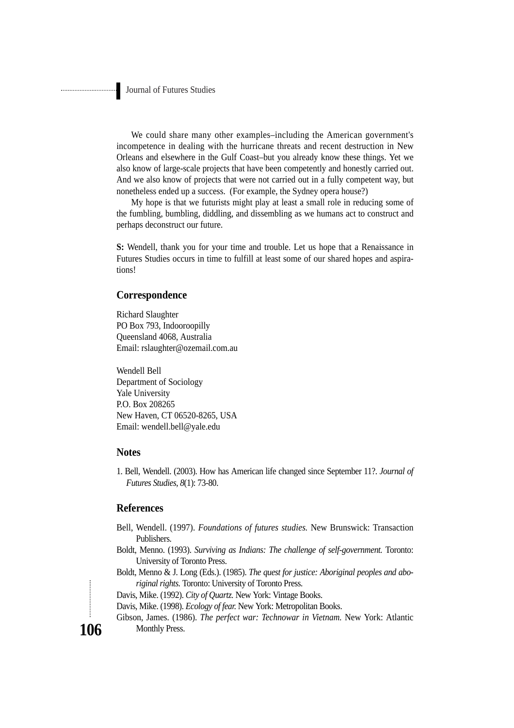We could share many other examples–including the American government's incompetence in dealing with the hurricane threats and recent destruction in New Orleans and elsewhere in the Gulf Coast–but you already know these things. Yet we also know of large-scale projects that have been competently and honestly carried out. And we also know of projects that were not carried out in a fully competent way, but nonetheless ended up a success. (For example, the Sydney opera house?)

My hope is that we futurists might play at least a small role in reducing some of the fumbling, bumbling, diddling, and dissembling as we humans act to construct and perhaps deconstruct our future.

**S:** Wendell, thank you for your time and trouble. Let us hope that a Renaissance in Futures Studies occurs in time to fulfill at least some of our shared hopes and aspirations!

## Correspondence

Richard Slaughter
PO Box 793, Indooroopilly
Queensland 4068, Australia
Email: rslaughter@ozemail.com.au

Wendell Bell
Department of Sociology
Yale University
P.O. Box 208265
New Haven, CT 06520-8265, USA
Email: wendell.bell@yale.edu

## Notes

1. Bell, Wendell. (2003). How has American life changed since September 11?. *Journal of Futures Studies, 8*(1): 73-80.

## References

Bell, Wendell. (1997). *Foundations of futures studies.* New Brunswick: Transaction Publishers.

Boldt, Menno. (1993). *Surviving as Indians: The challenge of self-government.* Toronto: University of Toronto Press.

Boldt, Menno & J. Long (Eds.). (1985). *The quest for justice: Aboriginal peoples and aboriginal rights.* Toronto: University of Toronto Press.

Davis, Mike. (1992). *City of Quartz.* New York: Vintage Books.

Davis, Mike. (1998). *Ecology of fear.* New York: Metropolitan Books.

Gibson, James. (1986). *The perfect war: Technowar in Vietnam.* New York: Atlantic Monthly Press.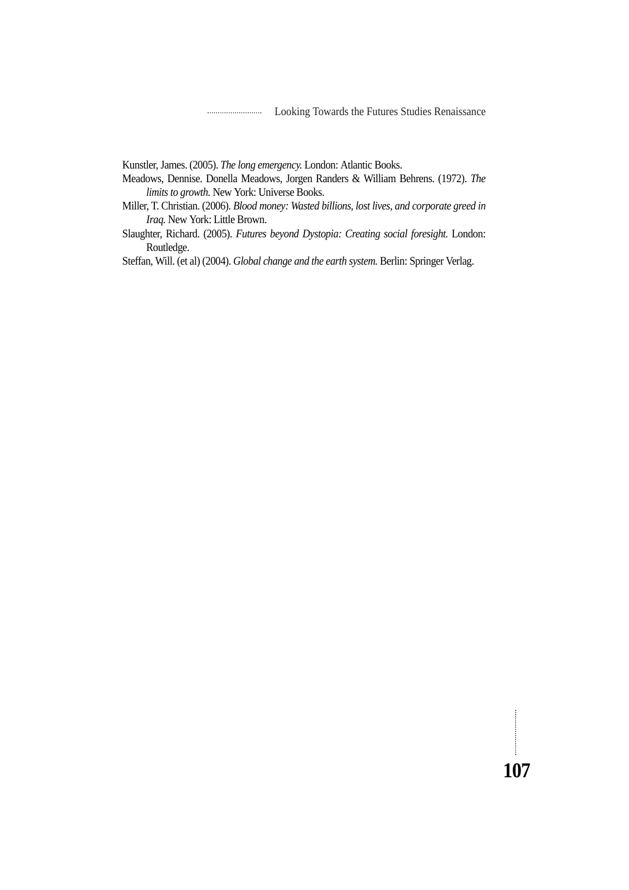Kunstler, James. (2005). *The long emergency.* London: Atlantic Books.

Meadows, Dennise. Donella Meadows, Jorgen Randers & William Behrens. (1972). *The limits to growth.* New York: Universe Books.

Miller, T. Christian. (2006). *Blood money: Wasted billions, lost lives, and corporate greed in Iraq.* New York: Little Brown.

Slaughter, Richard. (2005). *Futures beyond Dystopia: Creating social foresight.* London: Routledge.

Steffan, Will. (et al) (2004). *Global change and the earth system.* Berlin: Springer Verlag.